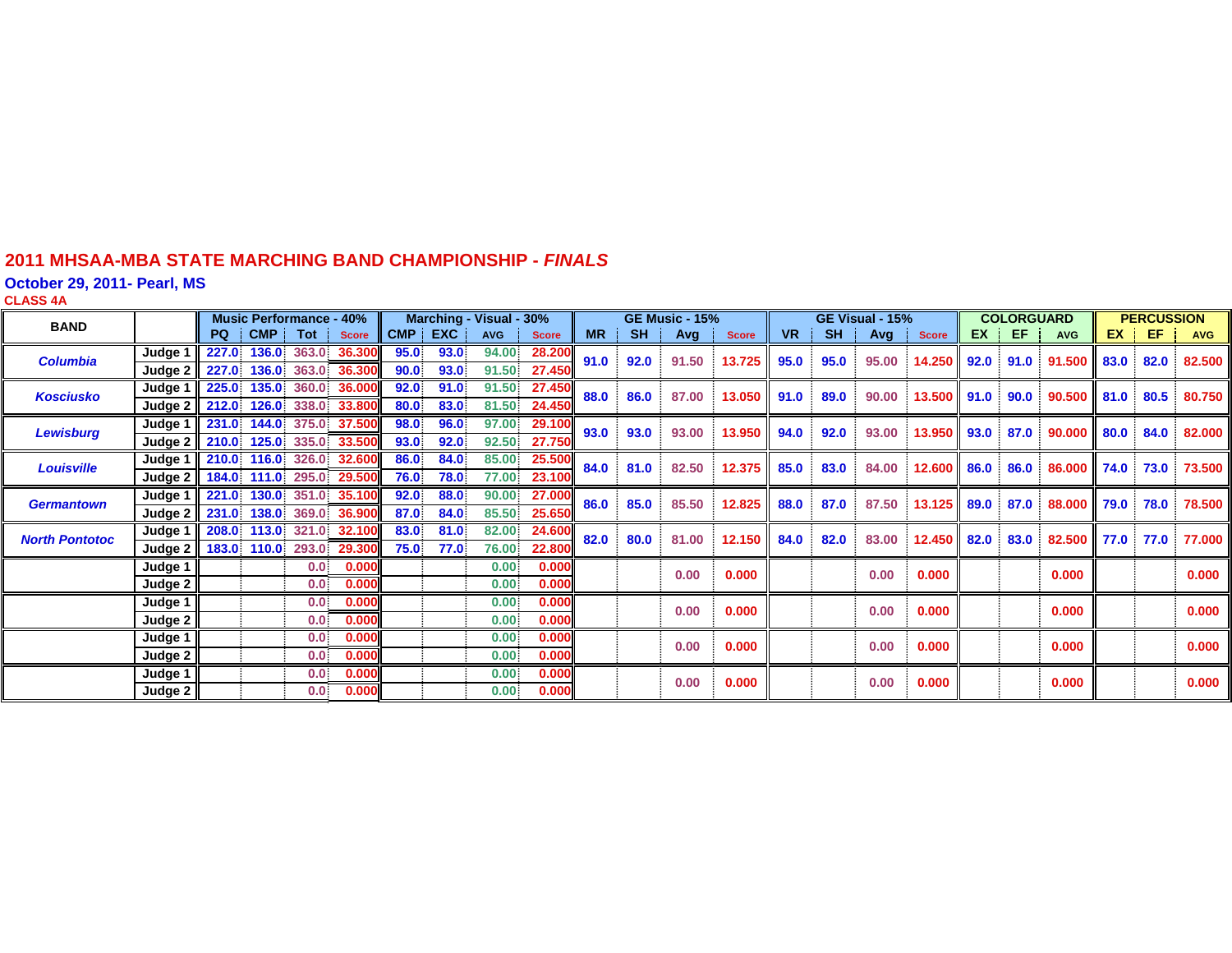# 2011 MHSAA-MBA STATE MARCHING BAND CHAMPIONSHIP - *FINALS*

## October 29, 2011- Pearl, MS

### CLASS 4A

| BAND | | Music Performance - 40% | | | | Marching - Visual - 30% | | | | GE Music - 15% | | | | GE Visual - 15% | | | | COLORGUARD | | | PERCUSSION | | |
|---|---|---|---|---|---|---|---|---|---|---|---|---|---|---|---|---|---|---|---|---|---|---|---|
| | | PQ | CMP | Tot | Score | CMP | EXC | AVG | Score | MR | SH | Avg | Score | VR | SH | Avg | Score | EX | EF | AVG | EX | EF | AVG |
| Columbia | Judge 1 | 227.0 | 136.0 | 363.0 | 36.300 | 95.0 | 93.0 | 94.00 | 28.200 | 91.0 | 92.0 | 91.50 | 13.725 | 95.0 | 95.0 | 95.00 | 14.250 | 92.0 | 91.0 | 91.500 | 83.0 | 82.0 | 82.500 |
| | Judge 2 | 227.0 | 136.0 | 363.0 | 36.300 | 90.0 | 93.0 | 91.50 | 27.450 | | | | | | | | | | | | | | |
| Kosciusko | Judge 1 | 225.0 | 135.0 | 360.0 | 36.000 | 92.0 | 91.0 | 91.50 | 27.450 | 88.0 | 86.0 | 87.00 | 13.050 | 91.0 | 89.0 | 90.00 | 13.500 | 91.0 | 90.0 | 90.500 | 81.0 | 80.5 | 80.750 |
| | Judge 2 | 212.0 | 126.0 | 338.0 | 33.800 | 80.0 | 83.0 | 81.50 | 24.450 | | | | | | | | | | | | | | |
| Lewisburg | Judge 1 | 231.0 | 144.0 | 375.0 | 37.500 | 98.0 | 96.0 | 97.00 | 29.100 | 93.0 | 93.0 | 93.00 | 13.950 | 94.0 | 92.0 | 93.00 | 13.950 | 93.0 | 87.0 | 90.000 | 80.0 | 84.0 | 82.000 |
| | Judge 2 | 210.0 | 125.0 | 335.0 | 33.500 | 93.0 | 92.0 | 92.50 | 27.750 | | | | | | | | | | | | | | |
| Louisville | Judge 1 | 210.0 | 116.0 | 326.0 | 32.600 | 86.0 | 84.0 | 85.00 | 25.500 | 84.0 | 81.0 | 82.50 | 12.375 | 85.0 | 83.0 | 84.00 | 12.600 | 86.0 | 86.0 | 86.000 | 74.0 | 73.0 | 73.500 |
| | Judge 2 | 184.0 | 111.0 | 295.0 | 29.500 | 76.0 | 78.0 | 77.00 | 23.100 | | | | | | | | | | | | | | |
| Germantown | Judge 1 | 221.0 | 130.0 | 351.0 | 35.100 | 92.0 | 88.0 | 90.00 | 27.000 | 86.0 | 85.0 | 85.50 | 12.825 | 88.0 | 87.0 | 87.50 | 13.125 | 89.0 | 87.0 | 88.000 | 79.0 | 78.0 | 78.500 |
| | Judge 2 | 231.0 | 138.0 | 369.0 | 36.900 | 87.0 | 84.0 | 85.50 | 25.650 | | | | | | | | | | | | | | |
| North Pontotoc | Judge 1 | 208.0 | 113.0 | 321.0 | 32.100 | 83.0 | 81.0 | 82.00 | 24.600 | 82.0 | 80.0 | 81.00 | 12.150 | 84.0 | 82.0 | 83.00 | 12.450 | 82.0 | 83.0 | 82.500 | 77.0 | 77.0 | 77.000 |
| | Judge 2 | 183.0 | 110.0 | 293.0 | 29.300 | 75.0 | 77.0 | 76.00 | 22.800 | | | | | | | | | | | | | | |
| | Judge 1 | | | 0.0 | 0.000 | | | 0.00 | 0.000 | | | 0.00 | 0.000 | | | 0.00 | 0.000 | | | 0.000 | | | 0.000 |
| | Judge 2 | | | 0.0 | 0.000 | | | 0.00 | 0.000 | | | | | | | | | | | | | | |
| | Judge 1 | | | 0.0 | 0.000 | | | 0.00 | 0.000 | | | 0.00 | 0.000 | | | 0.00 | 0.000 | | | 0.000 | | | 0.000 |
| | Judge 2 | | | 0.0 | 0.000 | | | 0.00 | 0.000 | | | | | | | | | | | | | | |
| | Judge 1 | | | 0.0 | 0.000 | | | 0.00 | 0.000 | | | 0.00 | 0.000 | | | 0.00 | 0.000 | | | 0.000 | | | 0.000 |
| | Judge 2 | | | 0.0 | 0.000 | | | 0.00 | 0.000 | | | | | | | | | | | | | | |
| | Judge 1 | | | 0.0 | 0.000 | | | 0.00 | 0.000 | | | 0.00 | 0.000 | | | 0.00 | 0.000 | | | 0.000 | | | 0.000 |
| | Judge 2 | | | 0.0 | 0.000 | | | 0.00 | 0.000 | | | | | | | | | | | | | | |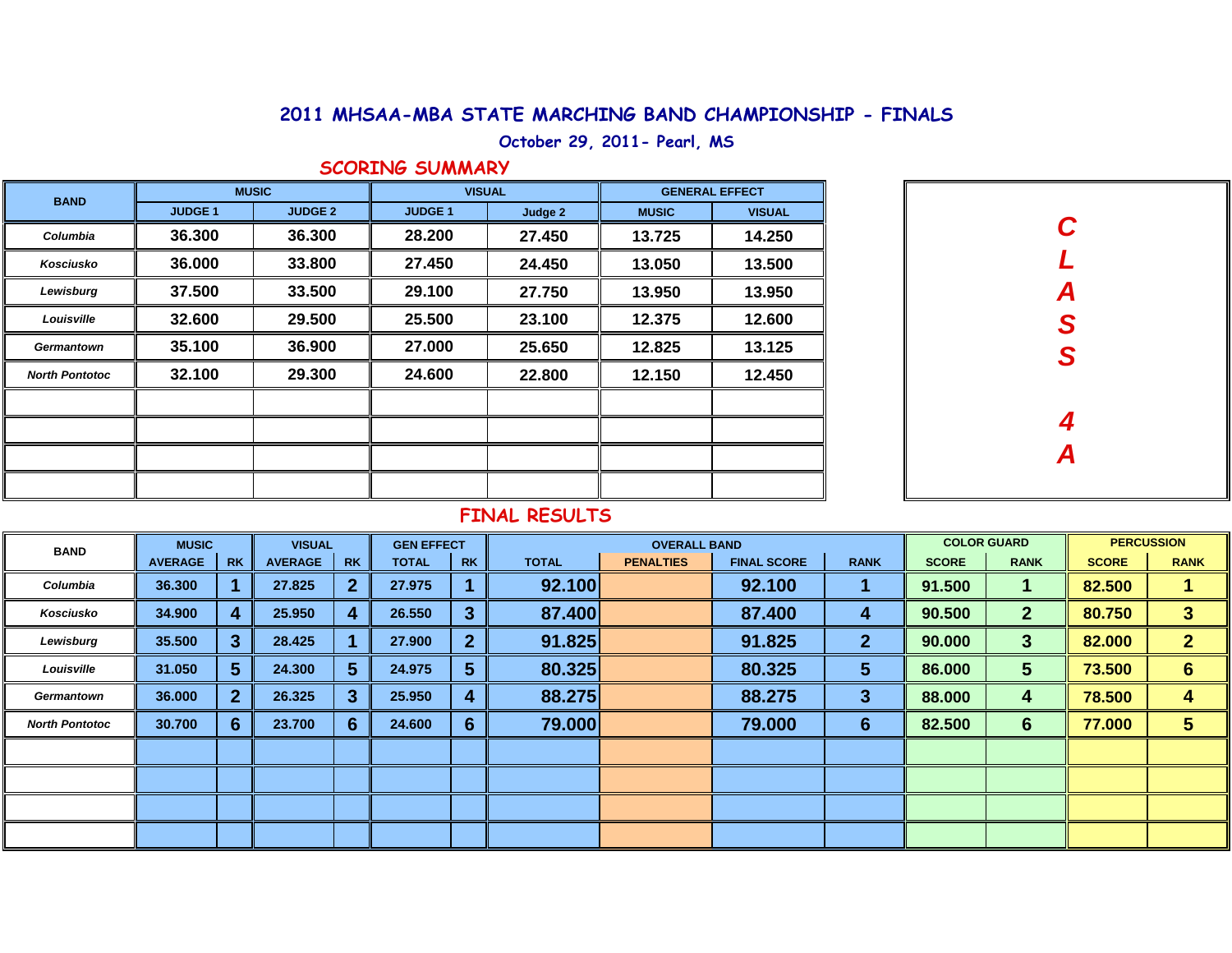# 2011 MHSAA-MBA STATE MARCHING BAND CHAMPIONSHIP - FINALS

October 29, 2011- Pearl, MS

## SCORING SUMMARY

| BAND | MUSIC | | VISUAL | | GENERAL EFFECT | |
|---|---|---|---|---|---|---|
| | JUDGE 1 | JUDGE 2 | JUDGE 1 | Judge 2 | MUSIC | VISUAL |
| Columbia | 36.300 | 36.300 | 28.200 | 27.450 | 13.725 | 14.250 |
| Kosciusko | 36.000 | 33.800 | 27.450 | 24.450 | 13.050 | 13.500 |
| Lewisburg | 37.500 | 33.500 | 29.100 | 27.750 | 13.950 | 13.950 |
| Louisville | 32.600 | 29.500 | 25.500 | 23.100 | 12.375 | 12.600 |
| Germantown | 35.100 | 36.900 | 27.000 | 25.650 | 12.825 | 13.125 |
| North Pontotoc | 32.100 | 29.300 | 24.600 | 22.800 | 12.150 | 12.450 |

CLASS 4A

## FINAL RESULTS

| BAND | MUSIC | | VISUAL | | GEN EFFECT | | OVERALL BAND | | | | COLOR GUARD | | PERCUSSION | |
|---|---|---|---|---|---|---|---|---|---|---|---|---|---|---|
| | AVERAGE | RK | AVERAGE | RK | TOTAL | RK | TOTAL | PENALTIES | FINAL SCORE | RANK | SCORE | RANK | SCORE | RANK |
| Columbia | 36.300 | 1 | 27.825 | 2 | 27.975 | 1 | 92.100 | | 92.100 | 1 | 91.500 | 1 | 82.500 | 1 |
| Kosciusko | 34.900 | 4 | 25.950 | 4 | 26.550 | 3 | 87.400 | | 87.400 | 4 | 90.500 | 2 | 80.750 | 3 |
| Lewisburg | 35.500 | 3 | 28.425 | 1 | 27.900 | 2 | 91.825 | | 91.825 | 2 | 90.000 | 3 | 82.000 | 2 |
| Louisville | 31.050 | 5 | 24.300 | 5 | 24.975 | 5 | 80.325 | | 80.325 | 5 | 86.000 | 5 | 73.500 | 6 |
| Germantown | 36.000 | 2 | 26.325 | 3 | 25.950 | 4 | 88.275 | | 88.275 | 3 | 88.000 | 4 | 78.500 | 4 |
| North Pontotoc | 30.700 | 6 | 23.700 | 6 | 24.600 | 6 | 79.000 | | 79.000 | 6 | 82.500 | 6 | 77.000 | 5 |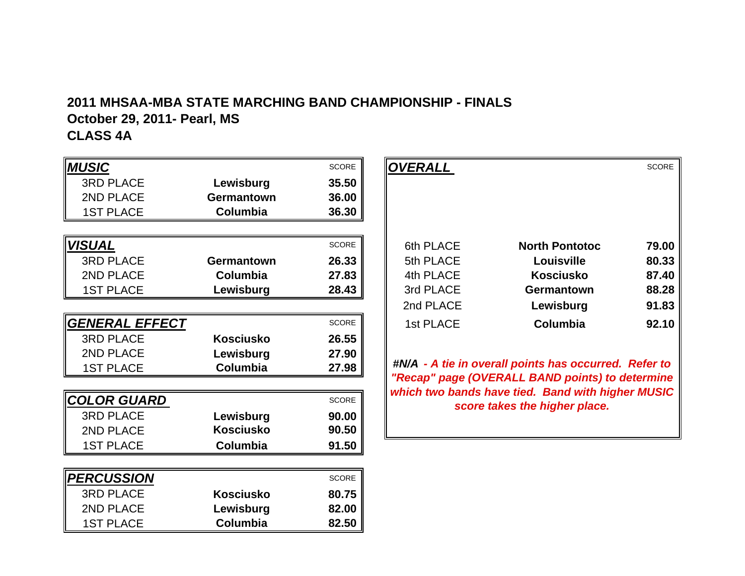**2011 MHSAA-MBA STATE MARCHING BAND CHAMPIONSHIP - FINALS**
**October 29, 2011- Pearl, MS**
**CLASS 4A**

| ***MUSIC*** | | SCORE |
|---|---|---|
| 3RD PLACE | **Lewisburg** | **35.50** |
| 2ND PLACE | **Germantown** | **36.00** |
| 1ST PLACE | **Columbia** | **36.30** |

| ***VISUAL*** | | SCORE |
|---|---|---|
| 3RD PLACE | **Germantown** | **26.33** |
| 2ND PLACE | **Columbia** | **27.83** |
| 1ST PLACE | **Lewisburg** | **28.43** |

| ***GENERAL EFFECT*** | | SCORE |
|---|---|---|
| 3RD PLACE | **Kosciusko** | **26.55** |
| 2ND PLACE | **Lewisburg** | **27.90** |
| 1ST PLACE | **Columbia** | **27.98** |

| ***COLOR GUARD*** | | SCORE |
|---|---|---|
| 3RD PLACE | **Lewisburg** | **90.00** |
| 2ND PLACE | **Kosciusko** | **90.50** |
| 1ST PLACE | **Columbia** | **91.50** |

| ***PERCUSSION*** | | SCORE |
|---|---|---|
| 3RD PLACE | **Kosciusko** | **80.75** |
| 2ND PLACE | **Lewisburg** | **82.00** |
| 1ST PLACE | **Columbia** | **82.50** |

| ***OVERALL*** | | SCORE |
|---|---|---|
| 6th PLACE | **North Pontotoc** | **79.00** |
| 5th PLACE | **Louisville** | **80.33** |
| 4th PLACE | **Kosciusko** | **87.40** |
| 3rd PLACE | **Germantown** | **88.28** |
| 2nd PLACE | **Lewisburg** | **91.83** |
| 1st PLACE | **Columbia** | **92.10** |

***#N/A - A tie in overall points has occurred. Refer to "Recap" page (OVERALL BAND points) to determine which two bands have tied. Band with higher MUSIC score takes the higher place.***